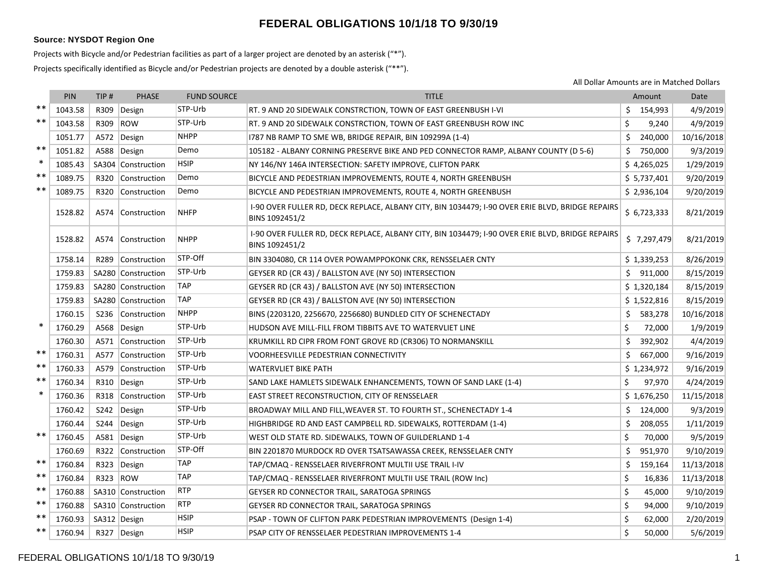# FEDERAL OBLIGATIONS 10/1/18 TO 9/30/19

**Source: NYSDOT Region One**

Projects with Bicycle and/or Pedestrian facilities as part of a larger project are denoted by an asterisk (“*”).

Projects specifically identified as Bicycle and/or Pedestrian projects are denoted by a double asterisk (“**”).

All Dollar Amounts are in Matched Dollars

| | PIN | TIP # | PHASE | FUND SOURCE | TITLE | Amount | Date |
|---|---|---|---|---|---|---|---|
| ** | 1043.58 | R309 | Design | STP-Urb | RT. 9 AND 20 SIDEWALK CONSTRCTION, TOWN OF EAST GREENBUSH I-VI | $ 154,993 | 4/9/2019 |
| ** | 1043.58 | R309 | ROW | STP-Urb | RT. 9 AND 20 SIDEWALK CONSTRCTION, TOWN OF EAST GREENBUSH ROW INC | $ 9,240 | 4/9/2019 |
| | 1051.77 | A572 | Design | NHPP | I787 NB RAMP TO SME WB, BRIDGE REPAIR, BIN 109299A (1-4) | $ 240,000 | 10/16/2018 |
| ** | 1051.82 | A588 | Design | Demo | 105182 - ALBANY CORNING PRESERVE BIKE AND PED CONNECTOR RAMP, ALBANY COUNTY (D 5-6) | $ 750,000 | 9/3/2019 |
| * | 1085.43 | SA304 | Construction | HSIP | NY 146/NY 146A INTERSECTION: SAFETY IMPROVE, CLIFTON PARK | $ 4,265,025 | 1/29/2019 |
| ** | 1089.75 | R320 | Construction | Demo | BICYCLE AND PEDESTRIAN IMPROVEMENTS, ROUTE 4, NORTH GREENBUSH | $ 5,737,401 | 9/20/2019 |
| ** | 1089.75 | R320 | Construction | Demo | BICYCLE AND PEDESTRIAN IMPROVEMENTS, ROUTE 4, NORTH GREENBUSH | $ 2,936,104 | 9/20/2019 |
| | 1528.82 | A574 | Construction | NHFP | I-90 OVER FULLER RD, DECK REPLACE, ALBANY CITY, BIN 1034479; I-90 OVER ERIE BLVD, BRIDGE REPAIRS BINS 1092451/2 | $ 6,723,333 | 8/21/2019 |
| | 1528.82 | A574 | Construction | NHPP | I-90 OVER FULLER RD, DECK REPLACE, ALBANY CITY, BIN 1034479; I-90 OVER ERIE BLVD, BRIDGE REPAIRS BINS 1092451/2 | $ 7,297,479 | 8/21/2019 |
| | 1758.14 | R289 | Construction | STP-Off | BIN 3304080, CR 114 OVER POWAMPPOKONK CRK, RENSSELAER CNTY | $ 1,339,253 | 8/26/2019 |
| | 1759.83 | SA280 | Construction | STP-Urb | GEYSER RD (CR 43) / BALLSTON AVE (NY 50) INTERSECTION | $ 911,000 | 8/15/2019 |
| | 1759.83 | SA280 | Construction | TAP | GEYSER RD (CR 43) / BALLSTON AVE (NY 50) INTERSECTION | $ 1,320,184 | 8/15/2019 |
| | 1759.83 | SA280 | Construction | TAP | GEYSER RD (CR 43) / BALLSTON AVE (NY 50) INTERSECTION | $ 1,522,816 | 8/15/2019 |
| | 1760.15 | S236 | Construction | NHPP | BINS (2203120, 2256670, 2256680) BUNDLED CITY OF SCHENECTADY | $ 583,278 | 10/16/2018 |
| * | 1760.29 | A568 | Design | STP-Urb | HUDSON AVE MILL-FILL FROM TIBBITS AVE TO WATERVLIET LINE | $ 72,000 | 1/9/2019 |
| | 1760.30 | A571 | Construction | STP-Urb | KRUMKILL RD CIPR FROM FONT GROVE RD (CR306) TO NORMANSKILL | $ 392,902 | 4/4/2019 |
| ** | 1760.31 | A577 | Construction | STP-Urb | VOORHEESVILLE PEDESTRIAN CONNECTIVITY | $ 667,000 | 9/16/2019 |
| ** | 1760.33 | A579 | Construction | STP-Urb | WATERVLIET BIKE PATH | $ 1,234,972 | 9/16/2019 |
| ** | 1760.34 | R310 | Design | STP-Urb | SAND LAKE HAMLETS SIDEWALK ENHANCEMENTS, TOWN OF SAND LAKE (1-4) | $ 97,970 | 4/24/2019 |
| * | 1760.36 | R318 | Construction | STP-Urb | EAST STREET RECONSTRUCTION, CITY OF RENSSELAER | $ 1,676,250 | 11/15/2018 |
| | 1760.42 | S242 | Design | STP-Urb | BROADWAY MILL AND FILL,WEAVER ST. TO FOURTH ST., SCHENECTADY 1-4 | $ 124,000 | 9/3/2019 |
| | 1760.44 | S244 | Design | STP-Urb | HIGHBRIDGE RD AND EAST CAMPBELL RD. SIDEWALKS, ROTTERDAM (1-4) | $ 208,055 | 1/11/2019 |
| ** | 1760.45 | A581 | Design | STP-Urb | WEST OLD STATE RD. SIDEWALKS, TOWN OF GUILDERLAND 1-4 | $ 70,000 | 9/5/2019 |
| | 1760.69 | R322 | Construction | STP-Off | BIN 2201870 MURDOCK RD OVER TSATSAWASSA CREEK, RENSSELAER CNTY | $ 951,970 | 9/10/2019 |
| ** | 1760.84 | R323 | Design | TAP | TAP/CMAQ - RENSSELAER RIVERFRONT MULTII USE TRAIL I-IV | $ 159,164 | 11/13/2018 |
| ** | 1760.84 | R323 | ROW | TAP | TAP/CMAQ - RENSSELAER RIVERFRONT MULTII USE TRAIL (ROW Inc) | $ 16,836 | 11/13/2018 |
| ** | 1760.88 | SA310 | Construction | RTP | GEYSER RD CONNECTOR TRAIL, SARATOGA SPRINGS | $ 45,000 | 9/10/2019 |
| ** | 1760.88 | SA310 | Construction | RTP | GEYSER RD CONNECTOR TRAIL, SARATOGA SPRINGS | $ 94,000 | 9/10/2019 |
| ** | 1760.93 | SA312 | Design | HSIP | PSAP - TOWN OF CLIFTON PARK PEDESTRIAN IMPROVEMENTS (Design 1-4) | $ 62,000 | 2/20/2019 |
| ** | 1760.94 | R327 | Design | HSIP | PSAP CITY OF RENSSELAER PEDESTRIAN IMPROVEMENTS 1-4 | $ 50,000 | 5/6/2019 |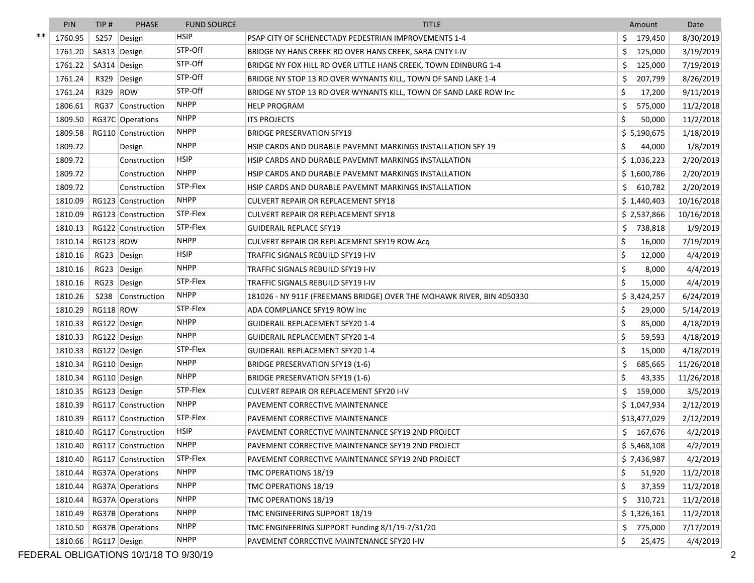| | PIN | TIP # | PHASE | FUND SOURCE | TITLE | Amount | Date |
|---|---|---|---|---|---|---|---|
| ** | 1760.95 | S257 | Design | HSIP | PSAP CITY OF SCHENECTADY PEDESTRIAN IMPROVEMENTS 1-4 | $ 179,450 | 8/30/2019 |
| | 1761.20 | SA313 | Design | STP-Off | BRIDGE NY HANS CREEK RD OVER HANS CREEK, SARA CNTY I-IV | $ 125,000 | 3/19/2019 |
| | 1761.22 | SA314 | Design | STP-Off | BRIDGE NY FOX HILL RD OVER LITTLE HANS CREEK, TOWN EDINBURG 1-4 | $ 125,000 | 7/19/2019 |
| | 1761.24 | R329 | Design | STP-Off | BRIDGE NY STOP 13 RD OVER WYNANTS KILL, TOWN OF SAND LAKE 1-4 | $ 207,799 | 8/26/2019 |
| | 1761.24 | R329 | ROW | STP-Off | BRIDGE NY STOP 13 RD OVER WYNANTS KILL, TOWN OF SAND LAKE ROW Inc | $ 17,200 | 9/11/2019 |
| | 1806.61 | RG37 | Construction | NHPP | HELP PROGRAM | $ 575,000 | 11/2/2018 |
| | 1809.50 | RG37C | Operations | NHPP | ITS PROJECTS | $ 50,000 | 11/2/2018 |
| | 1809.58 | RG110 | Construction | NHPP | BRIDGE PRESERVATION SFY19 | $ 5,190,675 | 1/18/2019 |
| | 1809.72 | | Design | NHPP | HSIP CARDS AND DURABLE PAVEMNT MARKINGS INSTALLATION SFY 19 | $ 44,000 | 1/8/2019 |
| | 1809.72 | | Construction | HSIP | HSIP CARDS AND DURABLE PAVEMNT MARKINGS INSTALLATION | $ 1,036,223 | 2/20/2019 |
| | 1809.72 | | Construction | NHPP | HSIP CARDS AND DURABLE PAVEMNT MARKINGS INSTALLATION | $ 1,600,786 | 2/20/2019 |
| | 1809.72 | | Construction | STP-Flex | HSIP CARDS AND DURABLE PAVEMNT MARKINGS INSTALLATION | $ 610,782 | 2/20/2019 |
| | 1810.09 | RG123 | Construction | NHPP | CULVERT REPAIR OR REPLACEMENT SFY18 | $ 1,440,403 | 10/16/2018 |
| | 1810.09 | RG123 | Construction | STP-Flex | CULVERT REPAIR OR REPLACEMENT SFY18 | $ 2,537,866 | 10/16/2018 |
| | 1810.13 | RG122 | Construction | STP-Flex | GUIDERAIL REPLACE SFY19 | $ 738,818 | 1/9/2019 |
| | 1810.14 | RG123 | ROW | NHPP | CULVERT REPAIR OR REPLACEMENT SFY19 ROW Acq | $ 16,000 | 7/19/2019 |
| | 1810.16 | RG23 | Design | HSIP | TRAFFIC SIGNALS REBUILD SFY19 I-IV | $ 12,000 | 4/4/2019 |
| | 1810.16 | RG23 | Design | NHPP | TRAFFIC SIGNALS REBUILD SFY19 I-IV | $ 8,000 | 4/4/2019 |
| | 1810.16 | RG23 | Design | STP-Flex | TRAFFIC SIGNALS REBUILD SFY19 I-IV | $ 15,000 | 4/4/2019 |
| | 1810.26 | S238 | Construction | NHPP | 181026 - NY 911F (FREEMANS BRIDGE) OVER THE MOHAWK RIVER, BIN 4050330 | $ 3,424,257 | 6/24/2019 |
| | 1810.29 | RG118 | ROW | STP-Flex | ADA COMPLIANCE SFY19 ROW Inc | $ 29,000 | 5/14/2019 |
| | 1810.33 | RG122 | Design | NHPP | GUIDERAIL REPLACEMENT SFY20 1-4 | $ 85,000 | 4/18/2019 |
| | 1810.33 | RG122 | Design | NHPP | GUIDERAIL REPLACEMENT SFY20 1-4 | $ 59,593 | 4/18/2019 |
| | 1810.33 | RG122 | Design | STP-Flex | GUIDERAIL REPLACEMENT SFY20 1-4 | $ 15,000 | 4/18/2019 |
| | 1810.34 | RG110 | Design | NHPP | BRIDGE PRESERVATION SFY19 (1-6) | $ 685,665 | 11/26/2018 |
| | 1810.34 | RG110 | Design | NHPP | BRIDGE PRESERVATION SFY19 (1-6) | $ 43,335 | 11/26/2018 |
| | 1810.35 | RG123 | Design | STP-Flex | CULVERT REPAIR OR REPLACEMENT SFY20 I-IV | $ 159,000 | 3/5/2019 |
| | 1810.39 | RG117 | Construction | NHPP | PAVEMENT CORRECTIVE MAINTENANCE | $ 1,047,934 | 2/12/2019 |
| | 1810.39 | RG117 | Construction | STP-Flex | PAVEMENT CORRECTIVE MAINTENANCE | $13,477,029 | 2/12/2019 |
| | 1810.40 | RG117 | Construction | HSIP | PAVEMENT CORRECTIVE MAINTENANCE SFY19 2ND PROJECT | $ 167,676 | 4/2/2019 |
| | 1810.40 | RG117 | Construction | NHPP | PAVEMENT CORRECTIVE MAINTENANCE SFY19 2ND PROJECT | $ 5,468,108 | 4/2/2019 |
| | 1810.40 | RG117 | Construction | STP-Flex | PAVEMENT CORRECTIVE MAINTENANCE SFY19 2ND PROJECT | $ 7,436,987 | 4/2/2019 |
| | 1810.44 | RG37A | Operations | NHPP | TMC OPERATIONS 18/19 | $ 51,920 | 11/2/2018 |
| | 1810.44 | RG37A | Operations | NHPP | TMC OPERATIONS 18/19 | $ 37,359 | 11/2/2018 |
| | 1810.44 | RG37A | Operations | NHPP | TMC OPERATIONS 18/19 | $ 310,721 | 11/2/2018 |
| | 1810.49 | RG37B | Operations | NHPP | TMC ENGINEERING SUPPORT 18/19 | $ 1,326,161 | 11/2/2018 |
| | 1810.50 | RG37B | Operations | NHPP | TMC ENGINEERING SUPPORT Funding 8/1/19-7/31/20 | $ 775,000 | 7/17/2019 |
| | 1810.66 | RG117 | Design | NHPP | PAVEMENT CORRECTIVE MAINTENANCE SFY20 I-IV | $ 25,475 | 4/4/2019 |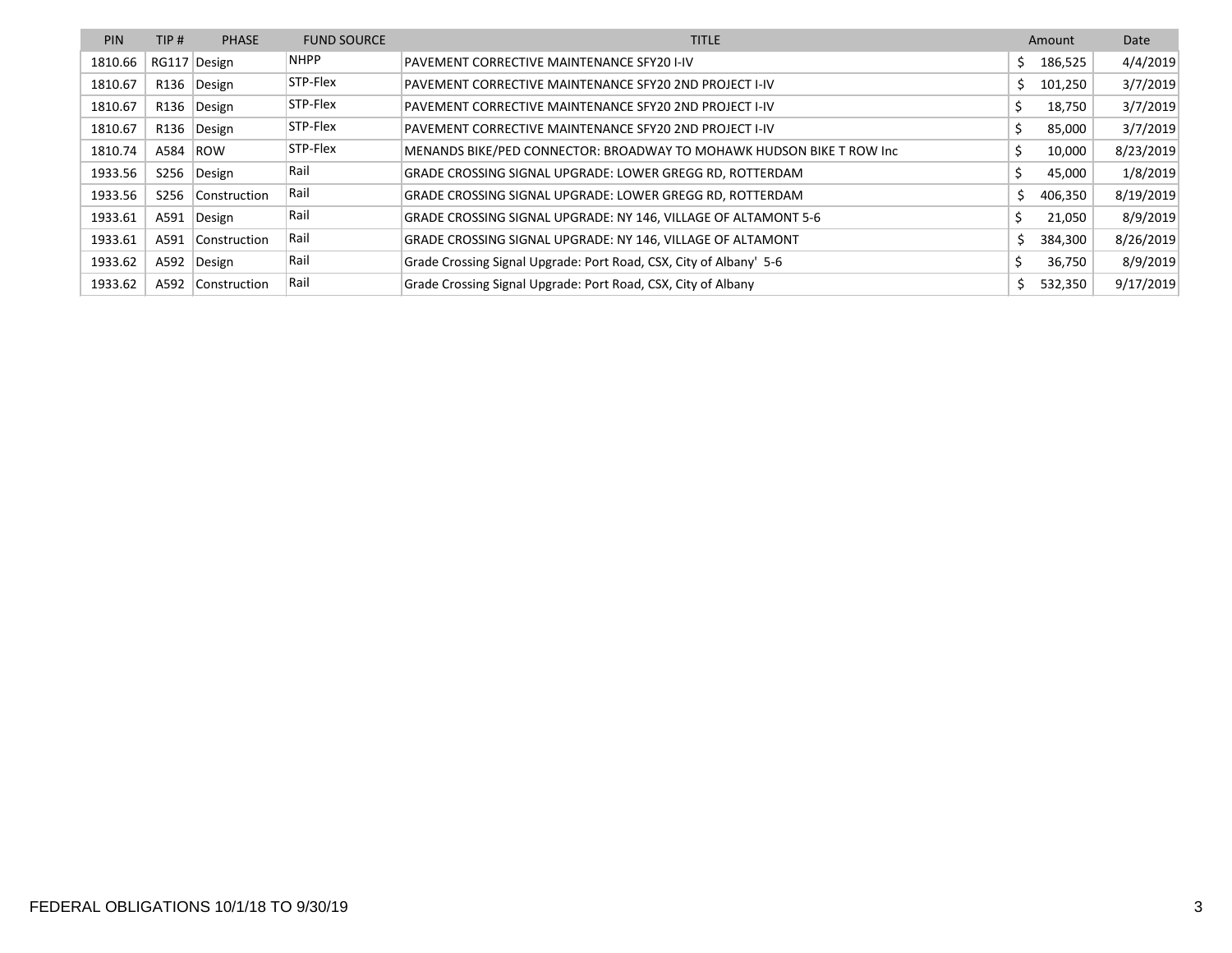| PIN | TIP # | PHASE | FUND SOURCE | TITLE | Amount | Date |
|---|---|---|---|---|---|---|
| 1810.66 | RG117 | Design | NHPP | PAVEMENT CORRECTIVE MAINTENANCE SFY20 I-IV | $ 186,525 | 4/4/2019 |
| 1810.67 | R136 | Design | STP-Flex | PAVEMENT CORRECTIVE MAINTENANCE SFY20 2ND PROJECT I-IV | $ 101,250 | 3/7/2019 |
| 1810.67 | R136 | Design | STP-Flex | PAVEMENT CORRECTIVE MAINTENANCE SFY20 2ND PROJECT I-IV | $ 18,750 | 3/7/2019 |
| 1810.67 | R136 | Design | STP-Flex | PAVEMENT CORRECTIVE MAINTENANCE SFY20 2ND PROJECT I-IV | $ 85,000 | 3/7/2019 |
| 1810.74 | A584 | ROW | STP-Flex | MENANDS BIKE/PED CONNECTOR: BROADWAY TO MOHAWK HUDSON BIKE T ROW Inc | $ 10,000 | 8/23/2019 |
| 1933.56 | S256 | Design | Rail | GRADE CROSSING SIGNAL UPGRADE: LOWER GREGG RD, ROTTERDAM | $ 45,000 | 1/8/2019 |
| 1933.56 | S256 | Construction | Rail | GRADE CROSSING SIGNAL UPGRADE: LOWER GREGG RD, ROTTERDAM | $ 406,350 | 8/19/2019 |
| 1933.61 | A591 | Design | Rail | GRADE CROSSING SIGNAL UPGRADE: NY 146, VILLAGE OF ALTAMONT 5-6 | $ 21,050 | 8/9/2019 |
| 1933.61 | A591 | Construction | Rail | GRADE CROSSING SIGNAL UPGRADE: NY 146, VILLAGE OF ALTAMONT | $ 384,300 | 8/26/2019 |
| 1933.62 | A592 | Design | Rail | Grade Crossing Signal Upgrade: Port Road, CSX, City of Albany' 5-6 | $ 36,750 | 8/9/2019 |
| 1933.62 | A592 | Construction | Rail | Grade Crossing Signal Upgrade: Port Road, CSX, City of Albany | $ 532,350 | 9/17/2019 |